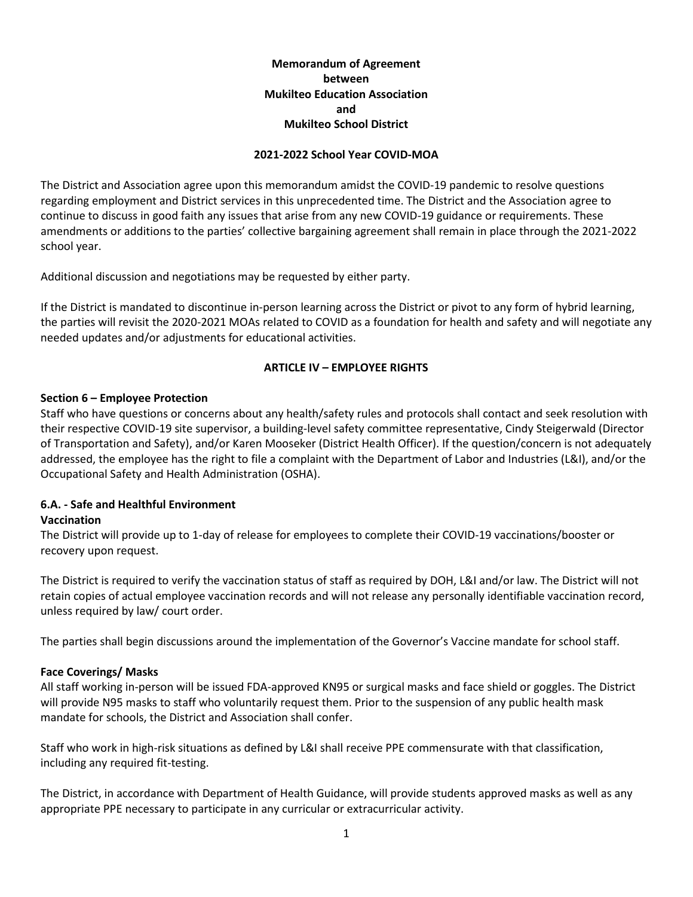**Memorandum of Agreement**
**between**
**Mukilteo Education Association**
**and**
**Mukilteo School District**

**2021-2022 School Year COVID-MOA**

The District and Association agree upon this memorandum amidst the COVID-19 pandemic to resolve questions regarding employment and District services in this unprecedented time. The District and the Association agree to continue to discuss in good faith any issues that arise from any new COVID-19 guidance or requirements. These amendments or additions to the parties' collective bargaining agreement shall remain in place through the 2021-2022 school year.

Additional discussion and negotiations may be requested by either party.

If the District is mandated to discontinue in-person learning across the District or pivot to any form of hybrid learning, the parties will revisit the 2020-2021 MOAs related to COVID as a foundation for health and safety and will negotiate any needed updates and/or adjustments for educational activities.

## ARTICLE IV – EMPLOYEE RIGHTS

### Section 6 – Employee Protection

Staff who have questions or concerns about any health/safety rules and protocols shall contact and seek resolution with their respective COVID-19 site supervisor, a building-level safety committee representative, Cindy Steigerwald (Director of Transportation and Safety), and/or Karen Mooseker (District Health Officer). If the question/concern is not adequately addressed, the employee has the right to file a complaint with the Department of Labor and Industries (L&I), and/or the Occupational Safety and Health Administration (OSHA).

### 6.A. - Safe and Healthful Environment

**Vaccination**

The District will provide up to 1-day of release for employees to complete their COVID-19 vaccinations/booster or recovery upon request.

The District is required to verify the vaccination status of staff as required by DOH, L&I and/or law. The District will not retain copies of actual employee vaccination records and will not release any personally identifiable vaccination record, unless required by law/ court order.

The parties shall begin discussions around the implementation of the Governor's Vaccine mandate for school staff.

**Face Coverings/ Masks**

All staff working in-person will be issued FDA-approved KN95 or surgical masks and face shield or goggles. The District will provide N95 masks to staff who voluntarily request them. Prior to the suspension of any public health mask mandate for schools, the District and Association shall confer.

Staff who work in high-risk situations as defined by L&I shall receive PPE commensurate with that classification, including any required fit-testing.

The District, in accordance with Department of Health Guidance, will provide students approved masks as well as any appropriate PPE necessary to participate in any curricular or extracurricular activity.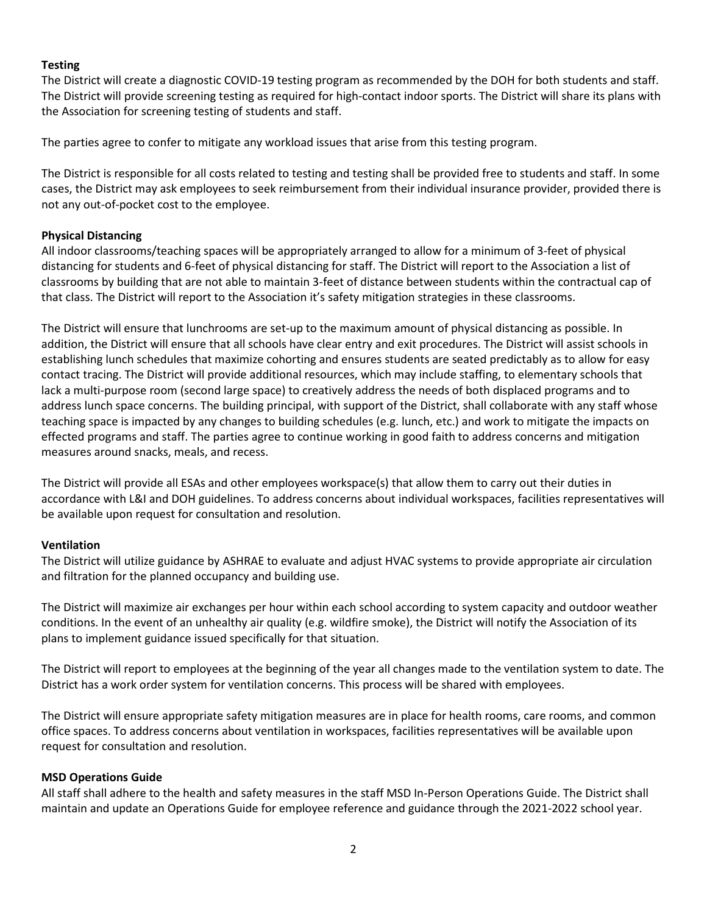**Testing**

The District will create a diagnostic COVID-19 testing program as recommended by the DOH for both students and staff. The District will provide screening testing as required for high-contact indoor sports. The District will share its plans with the Association for screening testing of students and staff.

The parties agree to confer to mitigate any workload issues that arise from this testing program.

The District is responsible for all costs related to testing and testing shall be provided free to students and staff. In some cases, the District may ask employees to seek reimbursement from their individual insurance provider, provided there is not any out-of-pocket cost to the employee.

**Physical Distancing**

All indoor classrooms/teaching spaces will be appropriately arranged to allow for a minimum of 3-feet of physical distancing for students and 6-feet of physical distancing for staff. The District will report to the Association a list of classrooms by building that are not able to maintain 3-feet of distance between students within the contractual cap of that class. The District will report to the Association it's safety mitigation strategies in these classrooms.

The District will ensure that lunchrooms are set-up to the maximum amount of physical distancing as possible. In addition, the District will ensure that all schools have clear entry and exit procedures. The District will assist schools in establishing lunch schedules that maximize cohorting and ensures students are seated predictably as to allow for easy contact tracing. The District will provide additional resources, which may include staffing, to elementary schools that lack a multi-purpose room (second large space) to creatively address the needs of both displaced programs and to address lunch space concerns. The building principal, with support of the District, shall collaborate with any staff whose teaching space is impacted by any changes to building schedules (e.g. lunch, etc.) and work to mitigate the impacts on effected programs and staff. The parties agree to continue working in good faith to address concerns and mitigation measures around snacks, meals, and recess.

The District will provide all ESAs and other employees workspace(s) that allow them to carry out their duties in accordance with L&I and DOH guidelines. To address concerns about individual workspaces, facilities representatives will be available upon request for consultation and resolution.

**Ventilation**

The District will utilize guidance by ASHRAE to evaluate and adjust HVAC systems to provide appropriate air circulation and filtration for the planned occupancy and building use.

The District will maximize air exchanges per hour within each school according to system capacity and outdoor weather conditions. In the event of an unhealthy air quality (e.g. wildfire smoke), the District will notify the Association of its plans to implement guidance issued specifically for that situation.

The District will report to employees at the beginning of the year all changes made to the ventilation system to date. The District has a work order system for ventilation concerns. This process will be shared with employees.

The District will ensure appropriate safety mitigation measures are in place for health rooms, care rooms, and common office spaces. To address concerns about ventilation in workspaces, facilities representatives will be available upon request for consultation and resolution.

**MSD Operations Guide**

All staff shall adhere to the health and safety measures in the staff MSD In-Person Operations Guide. The District shall maintain and update an Operations Guide for employee reference and guidance through the 2021-2022 school year.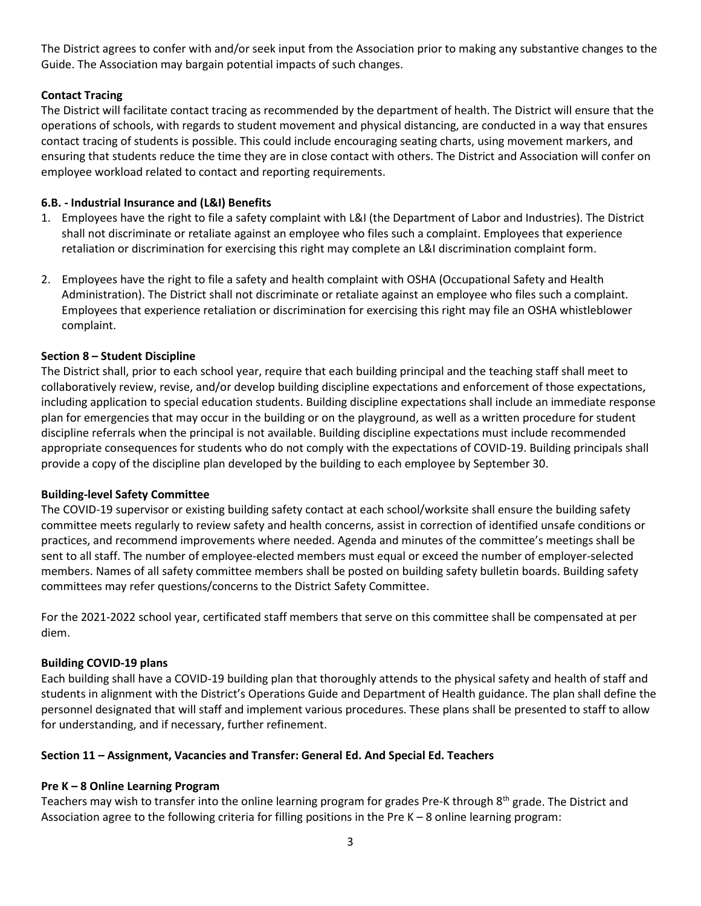The District agrees to confer with and/or seek input from the Association prior to making any substantive changes to the Guide. The Association may bargain potential impacts of such changes.

**Contact Tracing**

The District will facilitate contact tracing as recommended by the department of health. The District will ensure that the operations of schools, with regards to student movement and physical distancing, are conducted in a way that ensures contact tracing of students is possible. This could include encouraging seating charts, using movement markers, and ensuring that students reduce the time they are in close contact with others. The District and Association will confer on employee workload related to contact and reporting requirements.

**6.B. - Industrial Insurance and (L&I) Benefits**

1. Employees have the right to file a safety complaint with L&I (the Department of Labor and Industries). The District shall not discriminate or retaliate against an employee who files such a complaint. Employees that experience retaliation or discrimination for exercising this right may complete an L&I discrimination complaint form.

2. Employees have the right to file a safety and health complaint with OSHA (Occupational Safety and Health Administration). The District shall not discriminate or retaliate against an employee who files such a complaint. Employees that experience retaliation or discrimination for exercising this right may file an OSHA whistleblower complaint.

**Section 8 – Student Discipline**

The District shall, prior to each school year, require that each building principal and the teaching staff shall meet to collaboratively review, revise, and/or develop building discipline expectations and enforcement of those expectations, including application to special education students. Building discipline expectations shall include an immediate response plan for emergencies that may occur in the building or on the playground, as well as a written procedure for student discipline referrals when the principal is not available. Building discipline expectations must include recommended appropriate consequences for students who do not comply with the expectations of COVID-19. Building principals shall provide a copy of the discipline plan developed by the building to each employee by September 30.

**Building-level Safety Committee**

The COVID-19 supervisor or existing building safety contact at each school/worksite shall ensure the building safety committee meets regularly to review safety and health concerns, assist in correction of identified unsafe conditions or practices, and recommend improvements where needed. Agenda and minutes of the committee's meetings shall be sent to all staff. The number of employee-elected members must equal or exceed the number of employer-selected members. Names of all safety committee members shall be posted on building safety bulletin boards. Building safety committees may refer questions/concerns to the District Safety Committee.

For the 2021-2022 school year, certificated staff members that serve on this committee shall be compensated at per diem.

**Building COVID-19 plans**

Each building shall have a COVID-19 building plan that thoroughly attends to the physical safety and health of staff and students in alignment with the District's Operations Guide and Department of Health guidance. The plan shall define the personnel designated that will staff and implement various procedures. These plans shall be presented to staff to allow for understanding, and if necessary, further refinement.

**Section 11 – Assignment, Vacancies and Transfer: General Ed. And Special Ed. Teachers**

**Pre K – 8 Online Learning Program**

Teachers may wish to transfer into the online learning program for grades Pre-K through 8th grade. The District and Association agree to the following criteria for filling positions in the Pre K – 8 online learning program: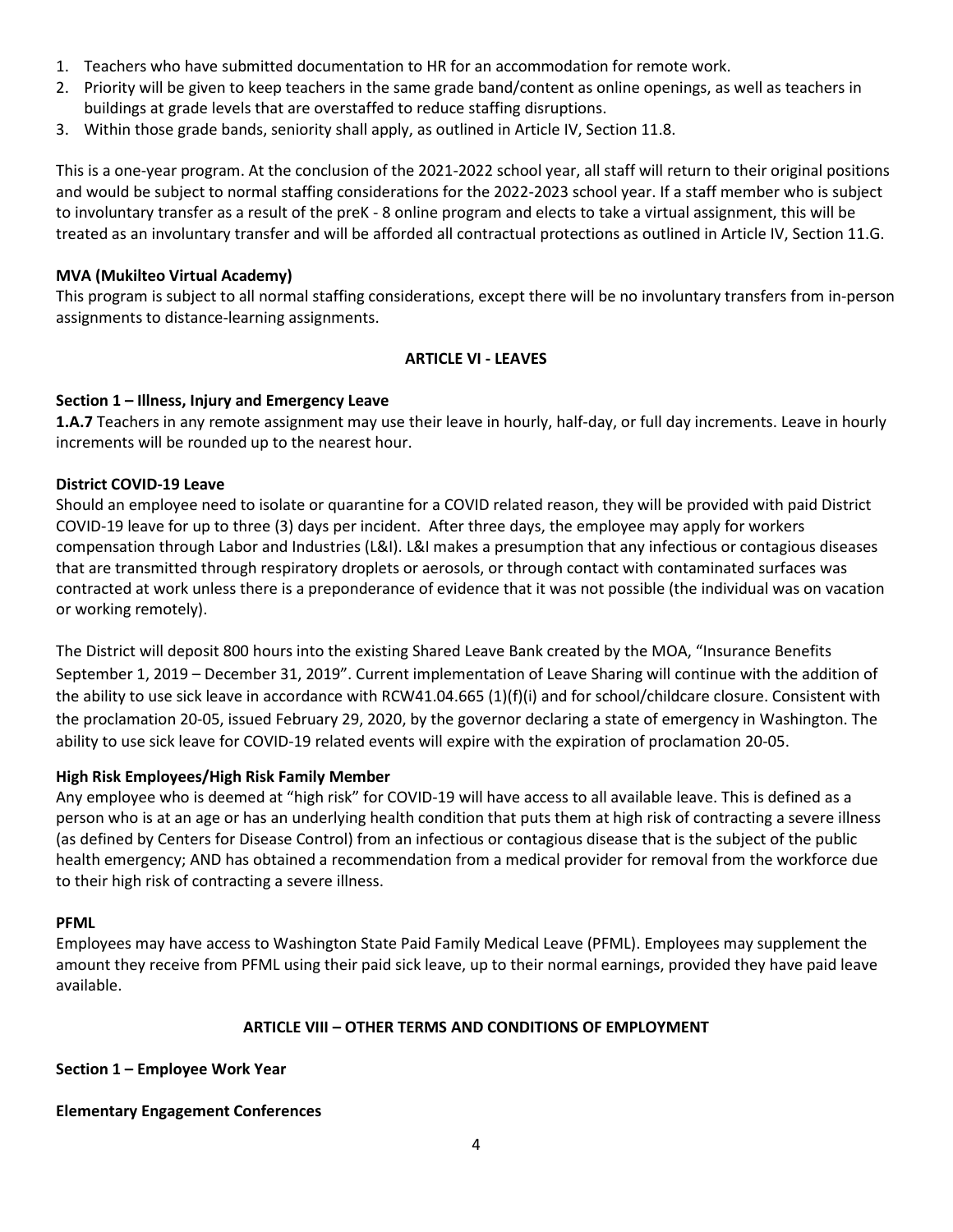1. Teachers who have submitted documentation to HR for an accommodation for remote work.
2. Priority will be given to keep teachers in the same grade band/content as online openings, as well as teachers in buildings at grade levels that are overstaffed to reduce staffing disruptions.
3. Within those grade bands, seniority shall apply, as outlined in Article IV, Section 11.8.

This is a one-year program. At the conclusion of the 2021-2022 school year, all staff will return to their original positions and would be subject to normal staffing considerations for the 2022-2023 school year. If a staff member who is subject to involuntary transfer as a result of the preK - 8 online program and elects to take a virtual assignment, this will be treated as an involuntary transfer and will be afforded all contractual protections as outlined in Article IV, Section 11.G.

**MVA (Mukilteo Virtual Academy)**
This program is subject to all normal staffing considerations, except there will be no involuntary transfers from in-person assignments to distance-learning assignments.

## ARTICLE VI - LEAVES

**Section 1 – Illness, Injury and Emergency Leave**
**1.A.7** Teachers in any remote assignment may use their leave in hourly, half-day, or full day increments. Leave in hourly increments will be rounded up to the nearest hour.

**District COVID-19 Leave**
Should an employee need to isolate or quarantine for a COVID related reason, they will be provided with paid District COVID-19 leave for up to three (3) days per incident. After three days, the employee may apply for workers compensation through Labor and Industries (L&I). L&I makes a presumption that any infectious or contagious diseases that are transmitted through respiratory droplets or aerosols, or through contact with contaminated surfaces was contracted at work unless there is a preponderance of evidence that it was not possible (the individual was on vacation or working remotely).

The District will deposit 800 hours into the existing Shared Leave Bank created by the MOA, "Insurance Benefits September 1, 2019 – December 31, 2019". Current implementation of Leave Sharing will continue with the addition of the ability to use sick leave in accordance with RCW41.04.665 (1)(f)(i) and for school/childcare closure. Consistent with the proclamation 20-05, issued February 29, 2020, by the governor declaring a state of emergency in Washington. The ability to use sick leave for COVID-19 related events will expire with the expiration of proclamation 20-05.

**High Risk Employees/High Risk Family Member**
Any employee who is deemed at "high risk" for COVID-19 will have access to all available leave. This is defined as a person who is at an age or has an underlying health condition that puts them at high risk of contracting a severe illness (as defined by Centers for Disease Control) from an infectious or contagious disease that is the subject of the public health emergency; AND has obtained a recommendation from a medical provider for removal from the workforce due to their high risk of contracting a severe illness.

**PFML**
Employees may have access to Washington State Paid Family Medical Leave (PFML). Employees may supplement the amount they receive from PFML using their paid sick leave, up to their normal earnings, provided they have paid leave available.

## ARTICLE VIII – OTHER TERMS AND CONDITIONS OF EMPLOYMENT

**Section 1 – Employee Work Year**

**Elementary Engagement Conferences**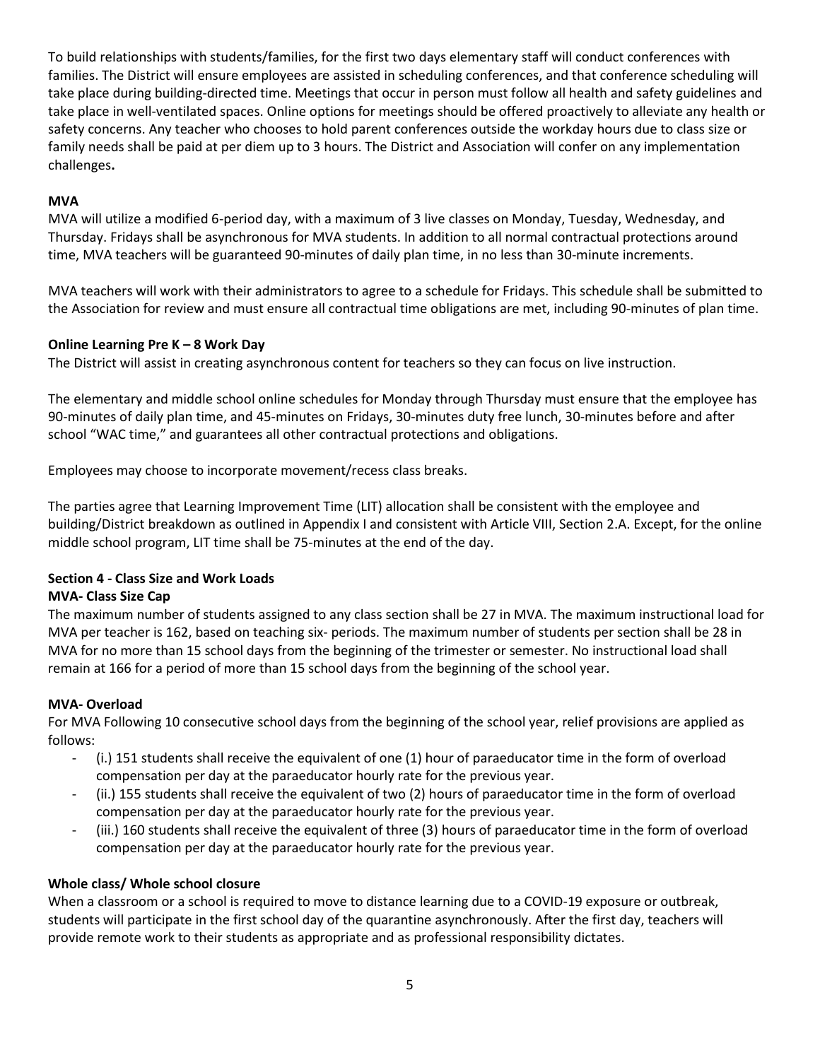To build relationships with students/families, for the first two days elementary staff will conduct conferences with families. The District will ensure employees are assisted in scheduling conferences, and that conference scheduling will take place during building-directed time. Meetings that occur in person must follow all health and safety guidelines and take place in well-ventilated spaces. Online options for meetings should be offered proactively to alleviate any health or safety concerns. Any teacher who chooses to hold parent conferences outside the workday hours due to class size or family needs shall be paid at per diem up to 3 hours. The District and Association will confer on any implementation challenges**.**

**MVA**

MVA will utilize a modified 6-period day, with a maximum of 3 live classes on Monday, Tuesday, Wednesday, and Thursday. Fridays shall be asynchronous for MVA students. In addition to all normal contractual protections around time, MVA teachers will be guaranteed 90-minutes of daily plan time, in no less than 30-minute increments.

MVA teachers will work with their administrators to agree to a schedule for Fridays. This schedule shall be submitted to the Association for review and must ensure all contractual time obligations are met, including 90-minutes of plan time.

**Online Learning Pre K – 8 Work Day**

The District will assist in creating asynchronous content for teachers so they can focus on live instruction.

The elementary and middle school online schedules for Monday through Thursday must ensure that the employee has 90-minutes of daily plan time, and 45-minutes on Fridays, 30-minutes duty free lunch, 30-minutes before and after school "WAC time," and guarantees all other contractual protections and obligations.

Employees may choose to incorporate movement/recess class breaks.

The parties agree that Learning Improvement Time (LIT) allocation shall be consistent with the employee and building/District breakdown as outlined in Appendix I and consistent with Article VIII, Section 2.A. Except, for the online middle school program, LIT time shall be 75-minutes at the end of the day.

**Section 4 - Class Size and Work Loads**

**MVA- Class Size Cap**

The maximum number of students assigned to any class section shall be 27 in MVA. The maximum instructional load for MVA per teacher is 162, based on teaching six- periods. The maximum number of students per section shall be 28 in MVA for no more than 15 school days from the beginning of the trimester or semester. No instructional load shall remain at 166 for a period of more than 15 school days from the beginning of the school year.

**MVA- Overload**

For MVA Following 10 consecutive school days from the beginning of the school year, relief provisions are applied as follows:

- (i.) 151 students shall receive the equivalent of one (1) hour of paraeducator time in the form of overload compensation per day at the paraeducator hourly rate for the previous year.
- (ii.) 155 students shall receive the equivalent of two (2) hours of paraeducator time in the form of overload compensation per day at the paraeducator hourly rate for the previous year.
- (iii.) 160 students shall receive the equivalent of three (3) hours of paraeducator time in the form of overload compensation per day at the paraeducator hourly rate for the previous year.

**Whole class/ Whole school closure**

When a classroom or a school is required to move to distance learning due to a COVID-19 exposure or outbreak, students will participate in the first school day of the quarantine asynchronously. After the first day, teachers will provide remote work to their students as appropriate and as professional responsibility dictates.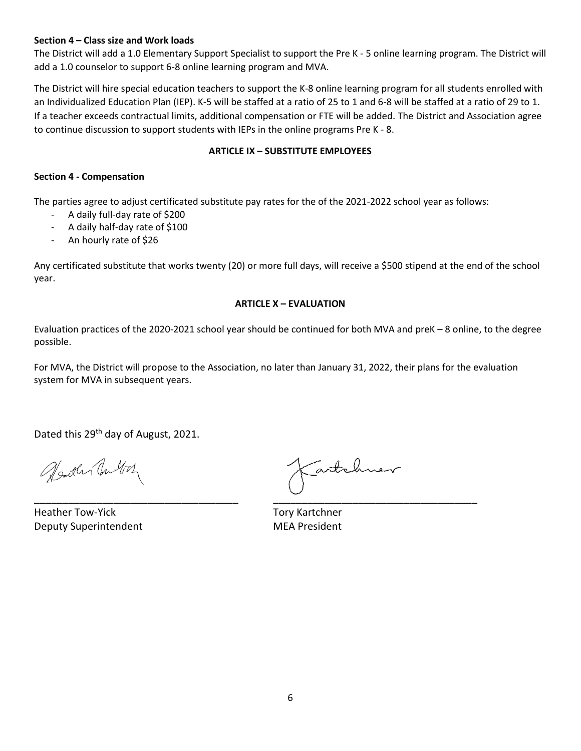**Section 4 – Class size and Work loads**

The District will add a 1.0 Elementary Support Specialist to support the Pre K - 5 online learning program. The District will add a 1.0 counselor to support 6-8 online learning program and MVA.

The District will hire special education teachers to support the K-8 online learning program for all students enrolled with an Individualized Education Plan (IEP). K-5 will be staffed at a ratio of 25 to 1 and 6-8 will be staffed at a ratio of 29 to 1. If a teacher exceeds contractual limits, additional compensation or FTE will be added. The District and Association agree to continue discussion to support students with IEPs in the online programs Pre K - 8.

## ARTICLE IX – SUBSTITUTE EMPLOYEES

**Section 4 - Compensation**

The parties agree to adjust certificated substitute pay rates for the of the 2021-2022 school year as follows:

- A daily full-day rate of $200
- A daily half-day rate of $100
- An hourly rate of $26

Any certificated substitute that works twenty (20) or more full days, will receive a $500 stipend at the end of the school year.

## ARTICLE X – EVALUATION

Evaluation practices of the 2020-2021 school year should be continued for both MVA and preK – 8 online, to the degree possible.

For MVA, the District will propose to the Association, no later than January 31, 2022, their plans for the evaluation system for MVA in subsequent years.

Dated this 29th day of August, 2021.

_____________________________________
Heather Tow-Yick
Deputy Superintendent

_____________________________________
Tory Kartchner
MEA President